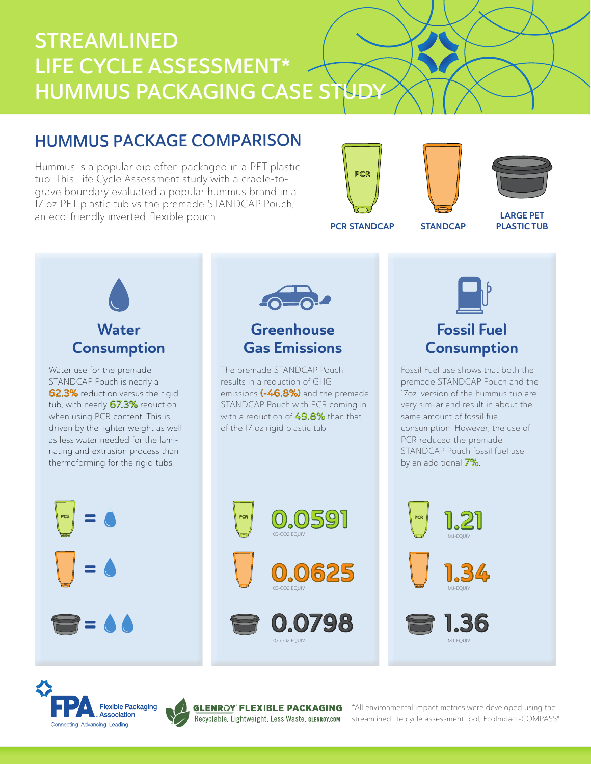# STREAMLINED LIFE CYCLE ASSESSMENT* HUMMUS PACKAGING CASE STUDY

## HUMMUS PACKAGE COMPARISON

Hummus is a popular dip often packaged in a PET plastic tub. This Life Cycle Assessment study with a cradle-to-grave boundary evaluated a popular hummus brand in a 17 oz PET plastic tub vs the premade STANDCAP Pouch, an eco-friendly inverted flexible pouch.

PCR STANDCAP | STANDCAP | LARGE PET PLASTIC TUB

### Water Consumption

Water use for the premade STANDCAP Pouch is nearly a **62.3%** reduction versus the rigid tub, with nearly **67.3%** reduction when using PCR content. This is driven by the lighter weight as well as less water needed for the laminating and extrusion process than thermoforming for the rigid tubs.

- PCR STANDCAP = 1 drop
- STANDCAP = 1 drop
- Large PET plastic tub = 2 drops

### Greenhouse Gas Emissions

The premade STANDCAP Pouch results in a reduction of GHG emissions **(-46.8%)** and the premade STANDCAP Pouch with PCR coming in with a reduction of **49.8%** than that of the 17 oz rigid plastic tub.

| Package | GHG Emissions |
| --- | --- |
| PCR STANDCAP | 0.0591 KG-CO2 EQUIV |
| STANDCAP | 0.0625 KG-CO2 EQUIV |
| Large PET plastic tub | 0.0798 KG-CO2 EQUIV |

### Fossil Fuel Consumption

Fossil Fuel use shows that both the premade STANDCAP Pouch and the 17oz. version of the hummus tub are very similar and result in about the same amount of fossil fuel consumption. However, the use of PCR reduced the premade STANDCAP Pouch fossil fuel use by an additional **7%**.

| Package | Fossil Fuel Consumption |
| --- | --- |
| PCR STANDCAP | 1.21 MJ-EQUIV |
| STANDCAP | 1.34 MJ-EQUIV |
| Large PET plastic tub | 1.36 MJ-EQUIV |

FPA Flexible Packaging Association – Connecting. Advancing. Leading.

GLENROY® FLEXIBLE PACKAGING – Recyclable. Lightweight. Less Waste. GLENROY.COM

*All environmental impact metrics were developed using the streamlined life cycle assessment tool, EcoImpact-COMPASS®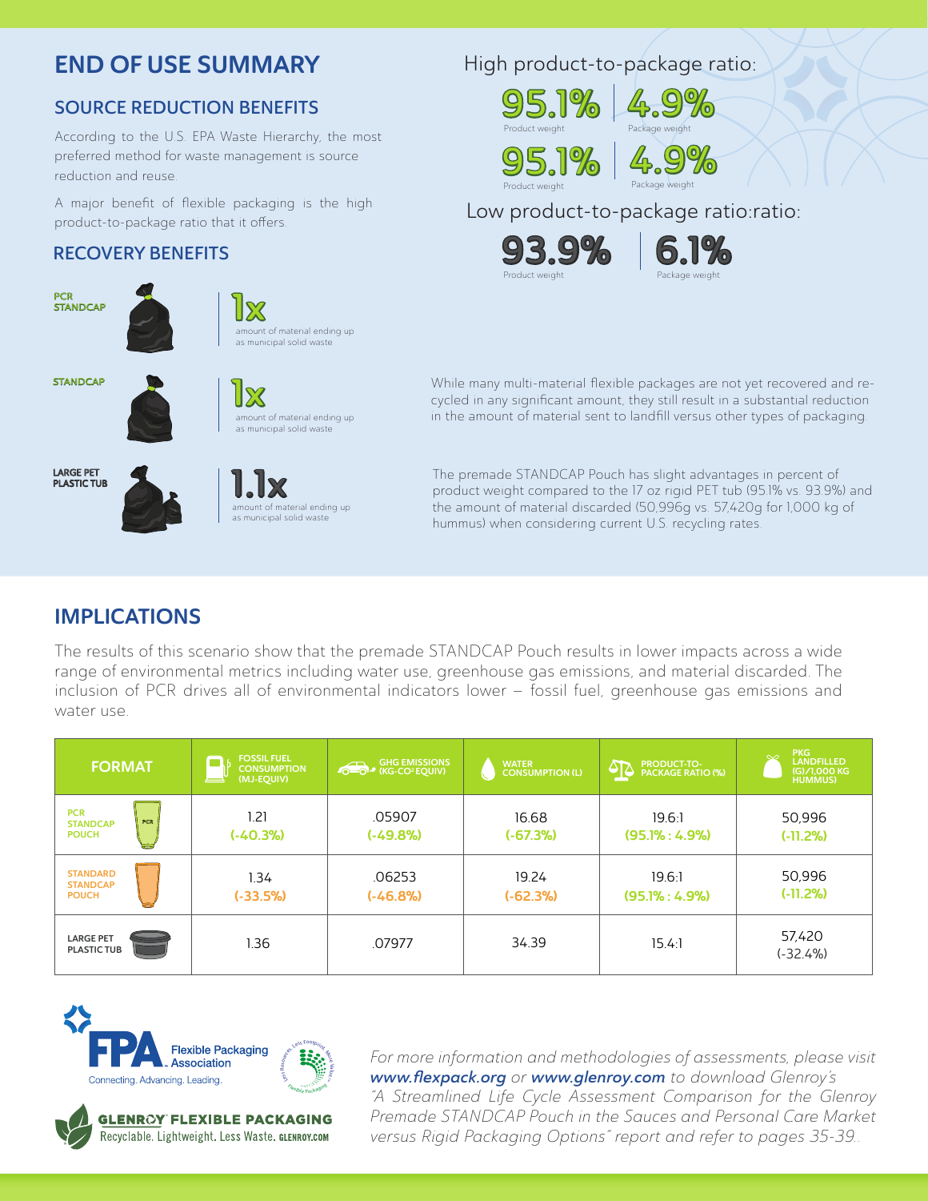# END OF USE SUMMARY

## SOURCE REDUCTION BENEFITS

According to the U.S. EPA Waste Hierarchy, the most preferred method for waste management is source reduction and reuse.

A major benefit of flexible packaging is the high product-to-package ratio that it offers.

High product-to-package ratio:

**95.1%** Product weight | **4.9%** Package weight

**95.1%** Product weight | **4.9%** Package weight

Low product-to-package ratio:ratio:

**93.9%** Product weight | **6.1%** Package weight

## RECOVERY BENEFITS

PCR STANDCAP — **1x** amount of material ending up as municipal solid waste

STANDCAP — **1x** amount of material ending up as municipal solid waste

LARGE PET PLASTIC TUB — **1.1x** amount of material ending up as municipal solid waste

While many multi-material flexible packages are not yet recovered and re-cycled in any significant amount, they still result in a substantial reduction in the amount of material sent to landfill versus other types of packaging.

The premade STANDCAP Pouch has slight advantages in percent of product weight compared to the 17 oz rigid PET tub (95.1% vs. 93.9%) and the amount of material discarded (50,996g vs. 57,420g for 1,000 kg of hummus) when considering current U.S. recycling rates.

## IMPLICATIONS

The results of this scenario show that the premade STANDCAP Pouch results in lower impacts across a wide range of environmental metrics including water use, greenhouse gas emissions, and material discarded. The inclusion of PCR drives all of environmental indicators lower – fossil fuel, greenhouse gas emissions and water use.

| FORMAT | FOSSIL FUEL CONSUMPTION (MJ-EQUIV) | GHG EMISSIONS (KG-$CO_2$ EQUIV) | WATER CONSUMPTION (L) | PRODUCT-TO-PACKAGE RATIO (%) | PKG LANDFILLED (G)/1,000 KG HUMMUS) |
|---|---|---|---|---|---|
| PCR STANDCAP POUCH | 1.21 (-40.3%) | .05907 (-49.8%) | 16.68 (-67.3%) | 19.6:1 (95.1% : 4.9%) | 50,996 (-11.2%) |
| STANDARD STANDCAP POUCH | 1.34 (-33.5%) | .06253 (-46.8%) | 19.24 (-62.3%) | 19.6:1 (95.1% : 4.9%) | 50,996 (-11.2%) |
| LARGE PET PLASTIC TUB | 1.36 | .07977 | 34.39 | 15.4:1 | 57,420 (-32.4%) |

FPA Flexible Packaging Association — Connecting. Advancing. Leading.

GLENROY® FLEXIBLE PACKAGING — Recyclable. Lightweight. Less Waste. GLENROY.COM

*For more information and methodologies of assessments, please visit* ***www.flexpack.org*** *or* ***www.glenroy.com*** *to download Glenroy's "A Streamlined Life Cycle Assessment Comparison for the Glenroy Premade STANDCAP Pouch in the Sauces and Personal Care Market versus Rigid Packaging Options" report and refer to pages 35-39..*